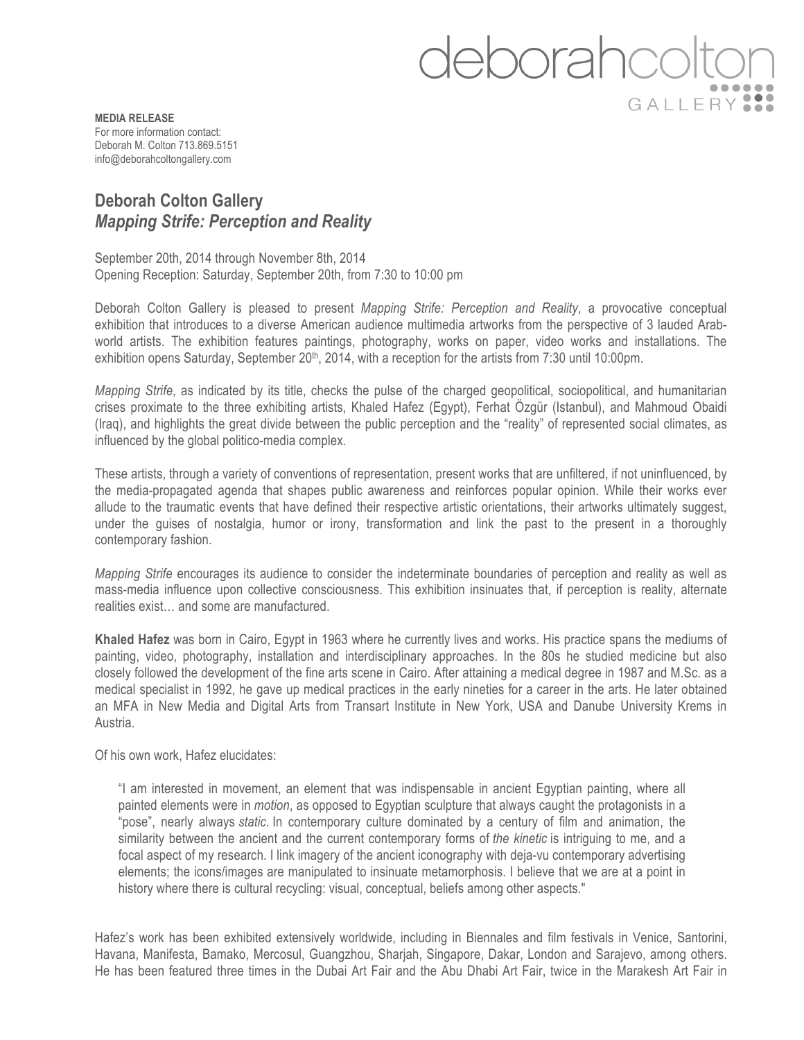deborahcolton GALLERY

**MEDIA RELEASE**
For more information contact:
Deborah M. Colton 713.869.5151
info@deborahcoltongallery.com

## Deborah Colton Gallery
## *Mapping Strife: Perception and Reality*

September 20th, 2014 through November 8th, 2014
Opening Reception: Saturday, September 20th, from 7:30 to 10:00 pm

Deborah Colton Gallery is pleased to present *Mapping Strife: Perception and Reality*, a provocative conceptual exhibition that introduces to a diverse American audience multimedia artworks from the perspective of 3 lauded Arab-world artists. The exhibition features paintings, photography, works on paper, video works and installations. The exhibition opens Saturday, September 20th, 2014, with a reception for the artists from 7:30 until 10:00pm.

*Mapping Strife*, as indicated by its title, checks the pulse of the charged geopolitical, sociopolitical, and humanitarian crises proximate to the three exhibiting artists, Khaled Hafez (Egypt), Ferhat Özgür (Istanbul), and Mahmoud Obaidi (Iraq), and highlights the great divide between the public perception and the "reality" of represented social climates, as influenced by the global politico-media complex.

These artists, through a variety of conventions of representation, present works that are unfiltered, if not uninfluenced, by the media-propagated agenda that shapes public awareness and reinforces popular opinion. While their works ever allude to the traumatic events that have defined their respective artistic orientations, their artworks ultimately suggest, under the guises of nostalgia, humor or irony, transformation and link the past to the present in a thoroughly contemporary fashion.

*Mapping Strife* encourages its audience to consider the indeterminate boundaries of perception and reality as well as mass-media influence upon collective consciousness. This exhibition insinuates that, if perception is reality, alternate realities exist… and some are manufactured.

**Khaled Hafez** was born in Cairo, Egypt in 1963 where he currently lives and works. His practice spans the mediums of painting, video, photography, installation and interdisciplinary approaches. In the 80s he studied medicine but also closely followed the development of the fine arts scene in Cairo. After attaining a medical degree in 1987 and M.Sc. as a medical specialist in 1992, he gave up medical practices in the early nineties for a career in the arts. He later obtained an MFA in New Media and Digital Arts from Transart Institute in New York, USA and Danube University Krems in Austria.

Of his own work, Hafez elucidates:

> "I am interested in movement, an element that was indispensable in ancient Egyptian painting, where all painted elements were in *motion*, as opposed to Egyptian sculpture that always caught the protagonists in a "pose", nearly always *static*. In contemporary culture dominated by a century of film and animation, the similarity between the ancient and the current contemporary forms of *the kinetic* is intriguing to me, and a focal aspect of my research. I link imagery of the ancient iconography with deja-vu contemporary advertising elements; the icons/images are manipulated to insinuate metamorphosis. I believe that we are at a point in history where there is cultural recycling: visual, conceptual, beliefs among other aspects."

Hafez's work has been exhibited extensively worldwide, including in Biennales and film festivals in Venice, Santorini, Havana, Manifesta, Bamako, Mercosul, Guangzhou, Sharjah, Singapore, Dakar, London and Sarajevo, among others. He has been featured three times in the Dubai Art Fair and the Abu Dhabi Art Fair, twice in the Marakesh Art Fair in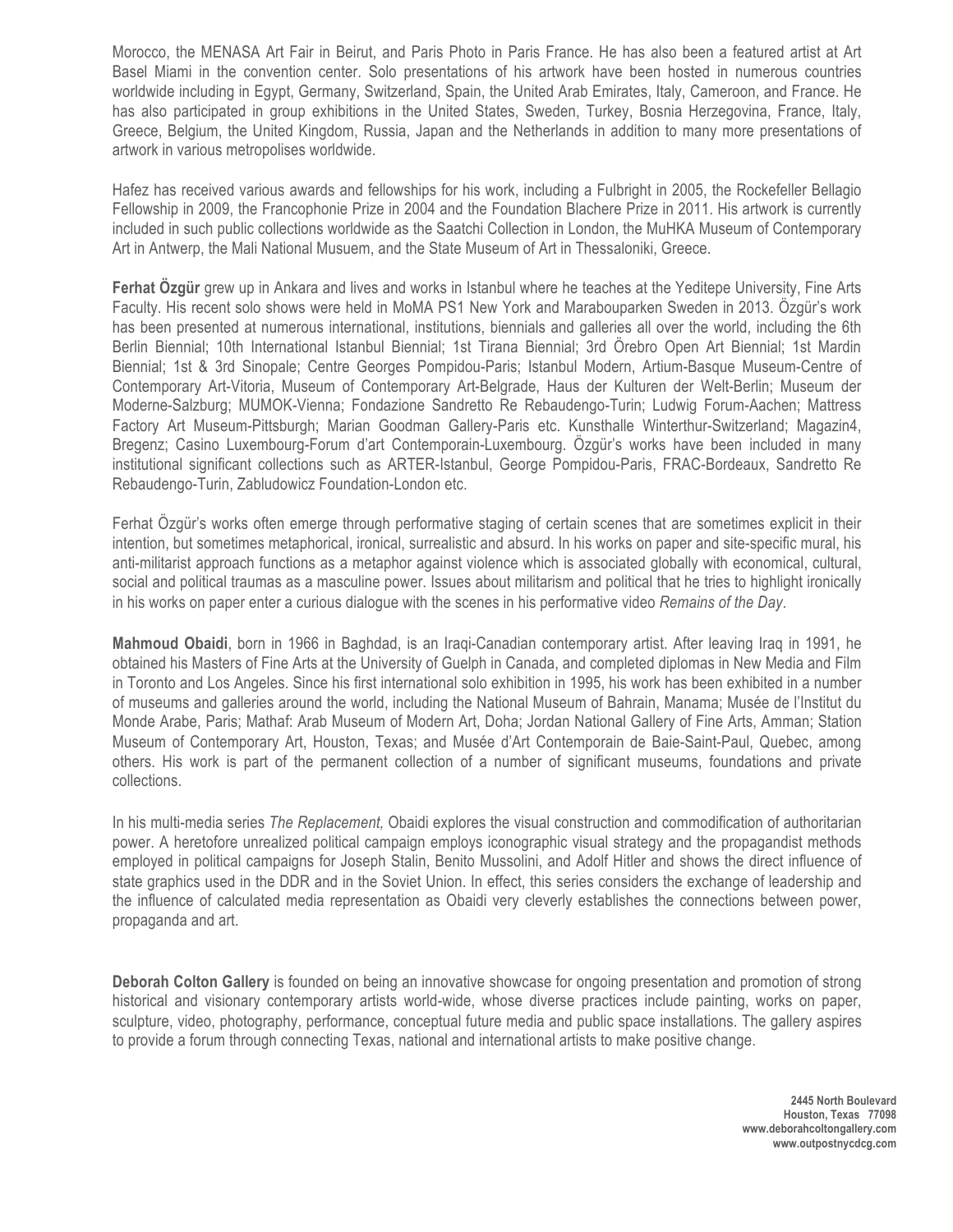Morocco, the MENASA Art Fair in Beirut, and Paris Photo in Paris France. He has also been a featured artist at Art Basel Miami in the convention center. Solo presentations of his artwork have been hosted in numerous countries worldwide including in Egypt, Germany, Switzerland, Spain, the United Arab Emirates, Italy, Cameroon, and France. He has also participated in group exhibitions in the United States, Sweden, Turkey, Bosnia Herzegovina, France, Italy, Greece, Belgium, the United Kingdom, Russia, Japan and the Netherlands in addition to many more presentations of artwork in various metropolises worldwide.

Hafez has received various awards and fellowships for his work, including a Fulbright in 2005, the Rockefeller Bellagio Fellowship in 2009, the Francophonie Prize in 2004 and the Foundation Blachere Prize in 2011. His artwork is currently included in such public collections worldwide as the Saatchi Collection in London, the MuHKA Museum of Contemporary Art in Antwerp, the Mali National Musuem, and the State Museum of Art in Thessaloniki, Greece.

**Ferhat Özgür** grew up in Ankara and lives and works in Istanbul where he teaches at the Yeditepe University, Fine Arts Faculty. His recent solo shows were held in MoMA PS1 New York and Marabouparken Sweden in 2013. Özgür's work has been presented at numerous international, institutions, biennials and galleries all over the world, including the 6th Berlin Biennial; 10th International Istanbul Biennial; 1st Tirana Biennial; 3rd Örebro Open Art Biennial; 1st Mardin Biennial; 1st & 3rd Sinopale; Centre Georges Pompidou-Paris; Istanbul Modern, Artium-Basque Museum-Centre of Contemporary Art-Vitoria, Museum of Contemporary Art-Belgrade, Haus der Kulturen der Welt-Berlin; Museum der Moderne-Salzburg; MUMOK-Vienna; Fondazione Sandretto Re Rebaudengo-Turin; Ludwig Forum-Aachen; Mattress Factory Art Museum-Pittsburgh; Marian Goodman Gallery-Paris etc. Kunsthalle Winterthur-Switzerland; Magazin4, Bregenz; Casino Luxembourg-Forum d'art Contemporain-Luxembourg. Özgür's works have been included in many institutional significant collections such as ARTER-Istanbul, George Pompidou-Paris, FRAC-Bordeaux, Sandretto Re Rebaudengo-Turin, Zabludowicz Foundation-London etc.

Ferhat Özgür's works often emerge through performative staging of certain scenes that are sometimes explicit in their intention, but sometimes metaphorical, ironical, surrealistic and absurd. In his works on paper and site-specific mural, his anti-militarist approach functions as a metaphor against violence which is associated globally with economical, cultural, social and political traumas as a masculine power. Issues about militarism and political that he tries to highlight ironically in his works on paper enter a curious dialogue with the scenes in his performative video *Remains of the Day*.

**Mahmoud Obaidi**, born in 1966 in Baghdad, is an Iraqi-Canadian contemporary artist. After leaving Iraq in 1991, he obtained his Masters of Fine Arts at the University of Guelph in Canada, and completed diplomas in New Media and Film in Toronto and Los Angeles. Since his first international solo exhibition in 1995, his work has been exhibited in a number of museums and galleries around the world, including the National Museum of Bahrain, Manama; Musée de l'Institut du Monde Arabe, Paris; Mathaf: Arab Museum of Modern Art, Doha; Jordan National Gallery of Fine Arts, Amman; Station Museum of Contemporary Art, Houston, Texas; and Musée d'Art Contemporain de Baie-Saint-Paul, Quebec, among others. His work is part of the permanent collection of a number of significant museums, foundations and private collections.

In his multi-media series *The Replacement,* Obaidi explores the visual construction and commodification of authoritarian power. A heretofore unrealized political campaign employs iconographic visual strategy and the propagandist methods employed in political campaigns for Joseph Stalin, Benito Mussolini, and Adolf Hitler and shows the direct influence of state graphics used in the DDR and in the Soviet Union. In effect, this series considers the exchange of leadership and the influence of calculated media representation as Obaidi very cleverly establishes the connections between power, propaganda and art.

**Deborah Colton Gallery** is founded on being an innovative showcase for ongoing presentation and promotion of strong historical and visionary contemporary artists world-wide, whose diverse practices include painting, works on paper, sculpture, video, photography, performance, conceptual future media and public space installations. The gallery aspires to provide a forum through connecting Texas, national and international artists to make positive change.

**2445 North Boulevard**
**Houston, Texas 77098**
**www.deborahcoltongallery.com**
**www.outpostnycdcg.com**